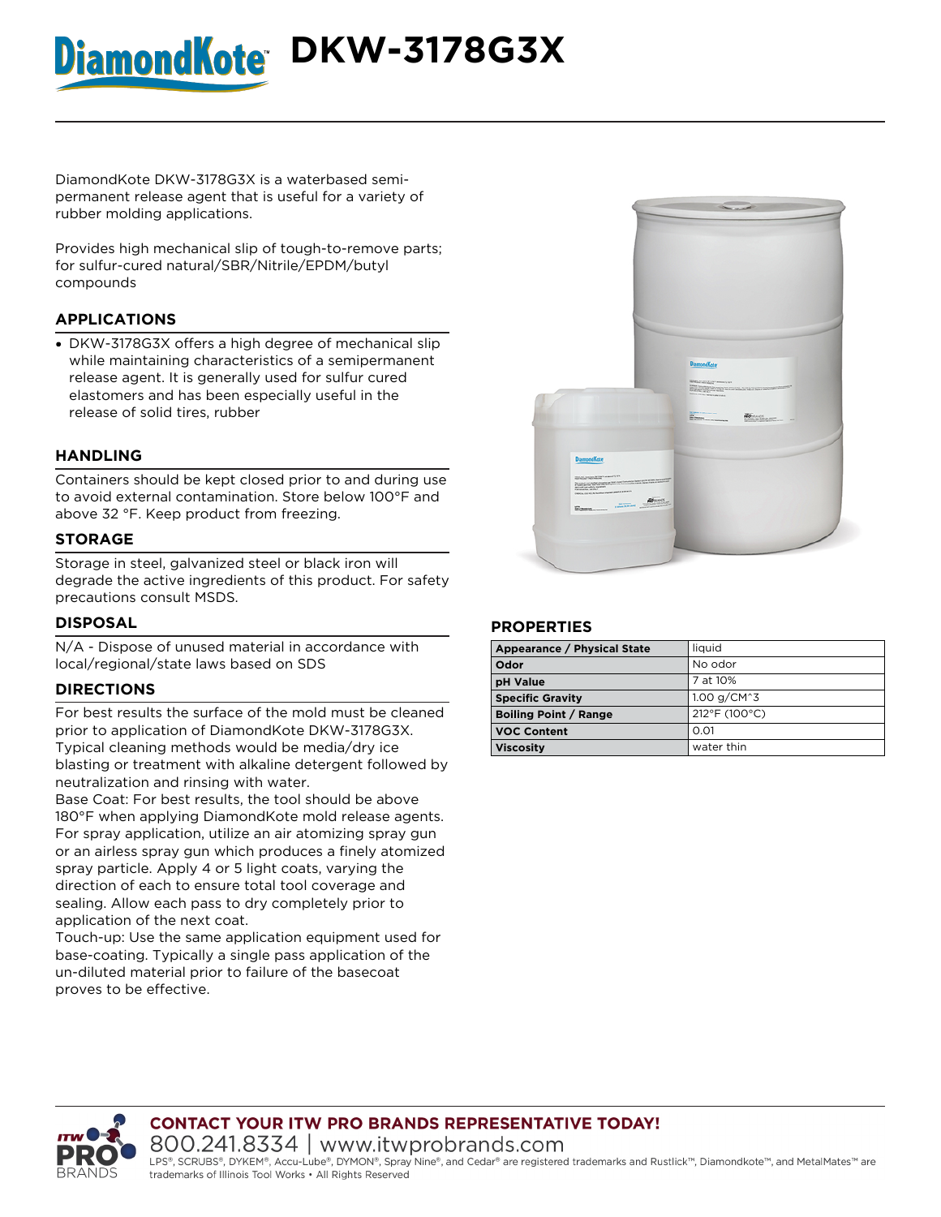# DiamondKote DKW-3178G3X

DiamondKote DKW-3178G3X is a waterbased semi-permanent release agent that is useful for a variety of rubber molding applications.

Provides high mechanical slip of tough-to-remove parts; for sulfur-cured natural/SBR/Nitrile/EPDM/butyl compounds

## APPLICATIONS

- DKW-3178G3X offers a high degree of mechanical slip while maintaining characteristics of a semipermanent release agent. It is generally used for sulfur cured elastomers and has been especially useful in the release of solid tires, rubber

## HANDLING

Containers should be kept closed prior to and during use to avoid external contamination. Store below 100°F and above 32 °F. Keep product from freezing.

## STORAGE

Storage in steel, galvanized steel or black iron will degrade the active ingredients of this product. For safety precautions consult MSDS.

## DISPOSAL

N/A - Dispose of unused material in accordance with local/regional/state laws based on SDS

## DIRECTIONS

For best results the surface of the mold must be cleaned prior to application of DiamondKote DKW-3178G3X. Typical cleaning methods would be media/dry ice blasting or treatment with alkaline detergent followed by neutralization and rinsing with water.

Base Coat: For best results, the tool should be above 180°F when applying DiamondKote mold release agents. For spray application, utilize an air atomizing spray gun or an airless spray gun which produces a finely atomized spray particle. Apply 4 or 5 light coats, varying the direction of each to ensure total tool coverage and sealing. Allow each pass to dry completely prior to application of the next coat.

Touch-up: Use the same application equipment used for base-coating. Typically a single pass application of the un-diluted material prior to failure of the basecoat proves to be effective.

## PROPERTIES

| | |
|---|---|
| **Appearance / Physical State** | liquid |
| **Odor** | No odor |
| **pH Value** | 7 at 10% |
| **Specific Gravity** | 1.00 g/CM^3 |
| **Boiling Point / Range** | 212°F (100°C) |
| **VOC Content** | 0.01 |
| **Viscosity** | water thin |

**CONTACT YOUR ITW PRO BRANDS REPRESENTATIVE TODAY!**

800.241.8334 | www.itwprobrands.com

LPS®, SCRUBS®, DYKEM®, Accu-Lube®, DYMON®, Spray Nine®, and Cedar® are registered trademarks and Rustlick™, Diamondkote™, and MetalMates™ are trademarks of Illinois Tool Works • All Rights Reserved